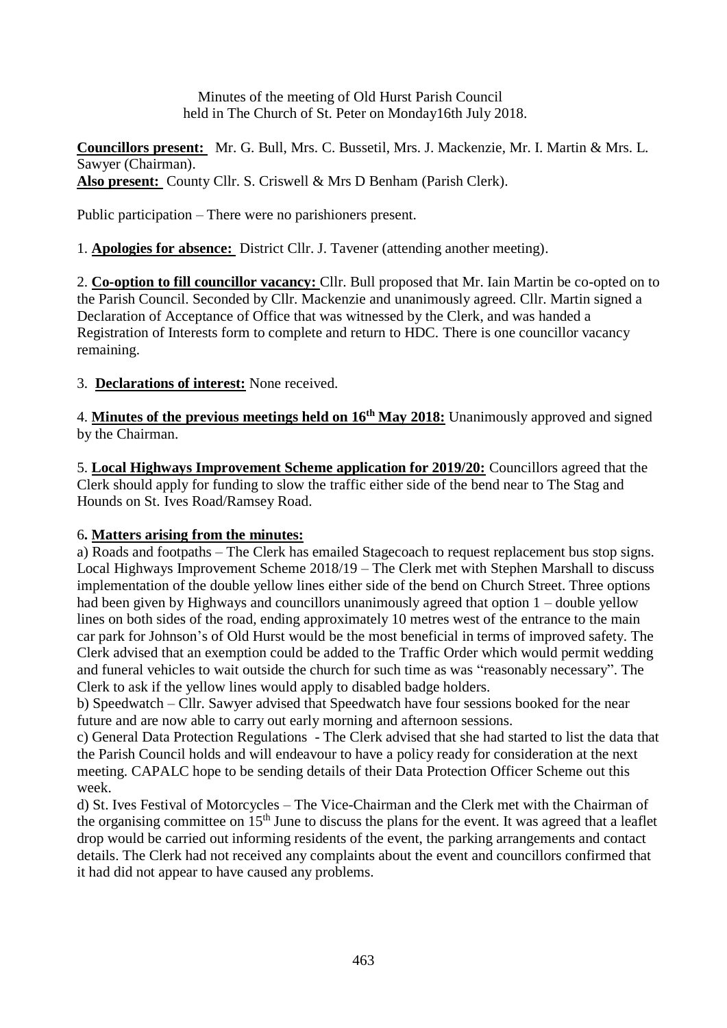Minutes of the meeting of Old Hurst Parish Council
held in The Church of St. Peter on Monday16th July 2018.

**Councillors present:** Mr. G. Bull, Mrs. C. Bussetil, Mrs. J. Mackenzie, Mr. I. Martin & Mrs. L. Sawyer (Chairman).
**Also present:** County Cllr. S. Criswell & Mrs D Benham (Parish Clerk).

Public participation – There were no parishioners present.

1. **Apologies for absence:** District Cllr. J. Tavener (attending another meeting).

2. **Co-option to fill councillor vacancy:** Cllr. Bull proposed that Mr. Iain Martin be co-opted on to the Parish Council. Seconded by Cllr. Mackenzie and unanimously agreed. Cllr. Martin signed a Declaration of Acceptance of Office that was witnessed by the Clerk, and was handed a Registration of Interests form to complete and return to HDC. There is one councillor vacancy remaining.

3. **Declarations of interest:** None received.

4. **Minutes of the previous meetings held on 16th May 2018:** Unanimously approved and signed by the Chairman.

5. **Local Highways Improvement Scheme application for 2019/20:** Councillors agreed that the Clerk should apply for funding to slow the traffic either side of the bend near to The Stag and Hounds on St. Ives Road/Ramsey Road.

6. **Matters arising from the minutes:**

a) Roads and footpaths – The Clerk has emailed Stagecoach to request replacement bus stop signs. Local Highways Improvement Scheme 2018/19 – The Clerk met with Stephen Marshall to discuss implementation of the double yellow lines either side of the bend on Church Street. Three options had been given by Highways and councillors unanimously agreed that option 1 – double yellow lines on both sides of the road, ending approximately 10 metres west of the entrance to the main car park for Johnson's of Old Hurst would be the most beneficial in terms of improved safety. The Clerk advised that an exemption could be added to the Traffic Order which would permit wedding and funeral vehicles to wait outside the church for such time as was "reasonably necessary". The Clerk to ask if the yellow lines would apply to disabled badge holders.

b) Speedwatch – Cllr. Sawyer advised that Speedwatch have four sessions booked for the near future and are now able to carry out early morning and afternoon sessions.

c) General Data Protection Regulations - The Clerk advised that she had started to list the data that the Parish Council holds and will endeavour to have a policy ready for consideration at the next meeting. CAPALC hope to be sending details of their Data Protection Officer Scheme out this week.

d) St. Ives Festival of Motorcycles – The Vice-Chairman and the Clerk met with the Chairman of the organising committee on 15th June to discuss the plans for the event. It was agreed that a leaflet drop would be carried out informing residents of the event, the parking arrangements and contact details. The Clerk had not received any complaints about the event and councillors confirmed that it had did not appear to have caused any problems.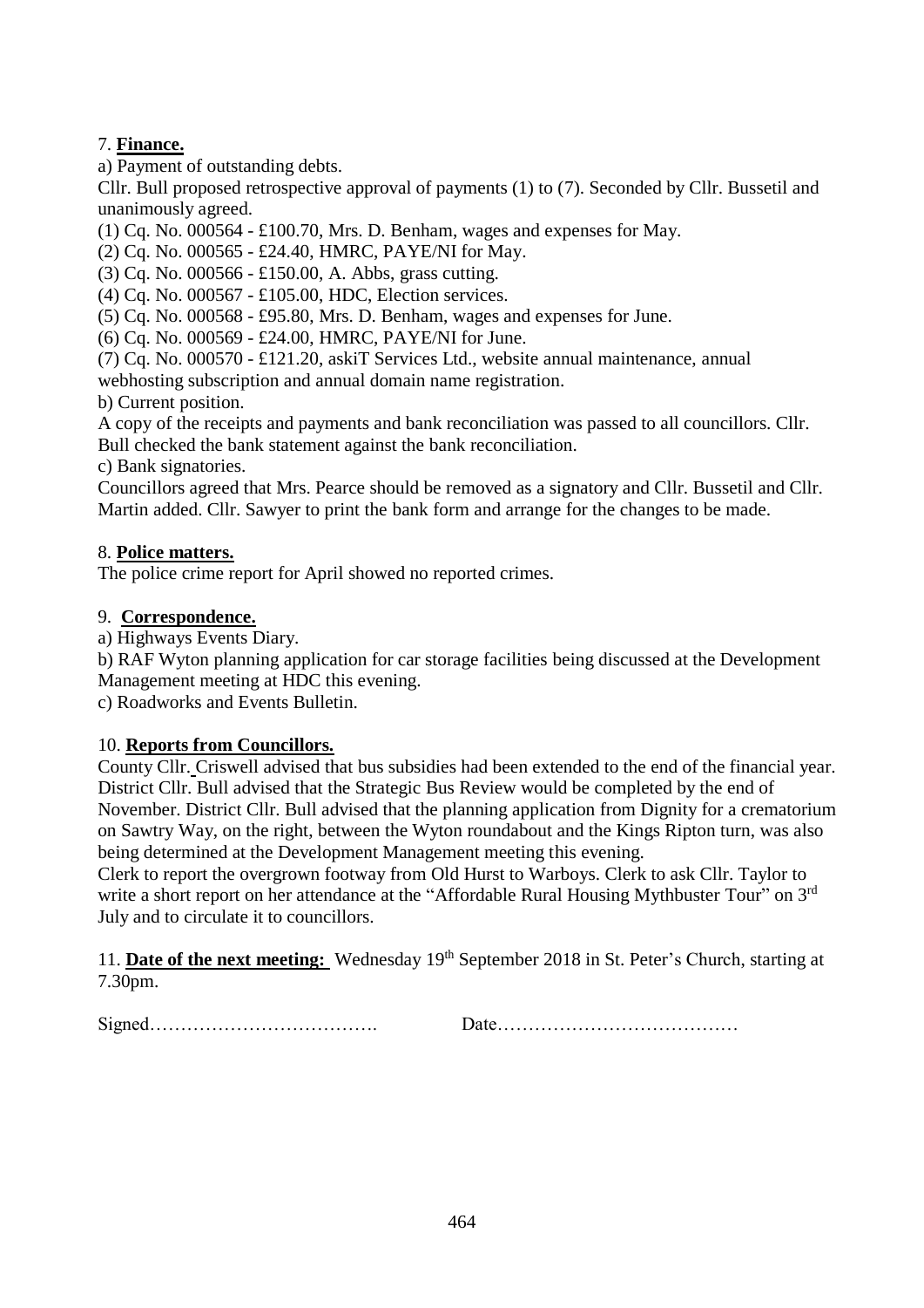7. **Finance.**

a) Payment of outstanding debts.

Cllr. Bull proposed retrospective approval of payments (1) to (7). Seconded by Cllr. Bussetil and unanimously agreed.

(1) Cq. No. 000564 - £100.70, Mrs. D. Benham, wages and expenses for May.

(2) Cq. No. 000565 - £24.40, HMRC, PAYE/NI for May.

(3) Cq. No. 000566 - £150.00, A. Abbs, grass cutting.

(4) Cq. No. 000567 - £105.00, HDC, Election services.

(5) Cq. No. 000568 - £95.80, Mrs. D. Benham, wages and expenses for June.

(6) Cq. No. 000569 - £24.00, HMRC, PAYE/NI for June.

(7) Cq. No. 000570 - £121.20, askiT Services Ltd., website annual maintenance, annual webhosting subscription and annual domain name registration.

b) Current position.

A copy of the receipts and payments and bank reconciliation was passed to all councillors. Cllr. Bull checked the bank statement against the bank reconciliation.

c) Bank signatories.

Councillors agreed that Mrs. Pearce should be removed as a signatory and Cllr. Bussetil and Cllr. Martin added. Cllr. Sawyer to print the bank form and arrange for the changes to be made.

8. **Police matters.**

The police crime report for April showed no reported crimes.

9. **Correspondence.**

a) Highways Events Diary.

b) RAF Wyton planning application for car storage facilities being discussed at the Development Management meeting at HDC this evening.

c) Roadworks and Events Bulletin.

10. **Reports from Councillors.**

County Cllr. Criswell advised that bus subsidies had been extended to the end of the financial year. District Cllr. Bull advised that the Strategic Bus Review would be completed by the end of November. District Cllr. Bull advised that the planning application from Dignity for a crematorium on Sawtry Way, on the right, between the Wyton roundabout and the Kings Ripton turn, was also being determined at the Development Management meeting this evening.

Clerk to report the overgrown footway from Old Hurst to Warboys. Clerk to ask Cllr. Taylor to write a short report on her attendance at the "Affordable Rural Housing Mythbuster Tour" on 3rd July and to circulate it to councillors.

11. **Date of the next meeting:** Wednesday 19th September 2018 in St. Peter's Church, starting at 7.30pm.

Signed………………………………. Date…………………………………